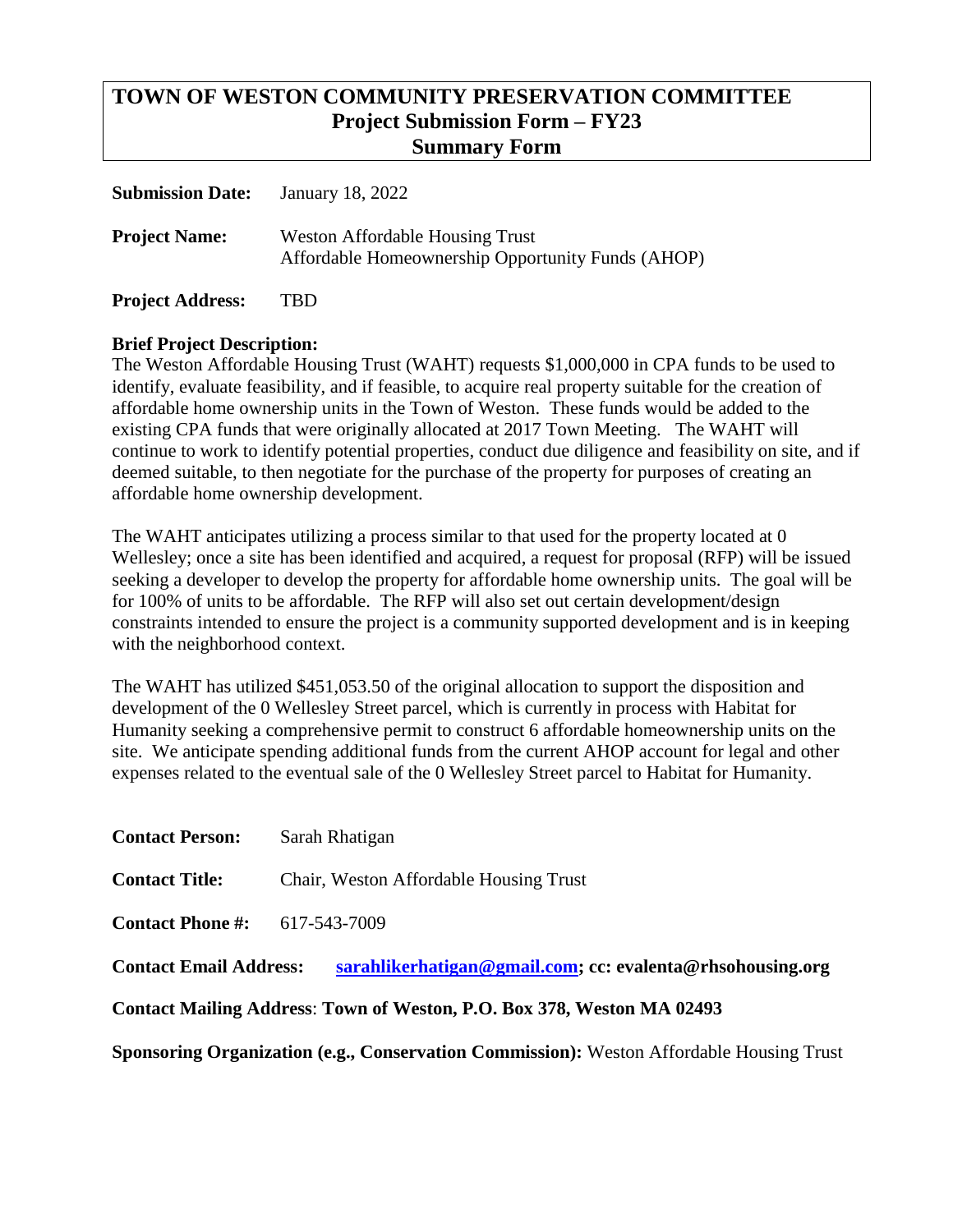# TOWN OF WESTON COMMUNITY PRESERVATION COMMITTEE
## Project Submission Form – FY23
## Summary Form

**Submission Date:** January 18, 2022

**Project Name:** Weston Affordable Housing Trust
Affordable Homeownership Opportunity Funds (AHOP)

**Project Address:** TBD

**Brief Project Description:**
The Weston Affordable Housing Trust (WAHT) requests $1,000,000 in CPA funds to be used to identify, evaluate feasibility, and if feasible, to acquire real property suitable for the creation of affordable home ownership units in the Town of Weston. These funds would be added to the existing CPA funds that were originally allocated at 2017 Town Meeting. The WAHT will continue to work to identify potential properties, conduct due diligence and feasibility on site, and if deemed suitable, to then negotiate for the purchase of the property for purposes of creating an affordable home ownership development.

The WAHT anticipates utilizing a process similar to that used for the property located at 0 Wellesley; once a site has been identified and acquired, a request for proposal (RFP) will be issued seeking a developer to develop the property for affordable home ownership units. The goal will be for 100% of units to be affordable. The RFP will also set out certain development/design constraints intended to ensure the project is a community supported development and is in keeping with the neighborhood context.

The WAHT has utilized $451,053.50 of the original allocation to support the disposition and development of the 0 Wellesley Street parcel, which is currently in process with Habitat for Humanity seeking a comprehensive permit to construct 6 affordable homeownership units on the site. We anticipate spending additional funds from the current AHOP account for legal and other expenses related to the eventual sale of the 0 Wellesley Street parcel to Habitat for Humanity.

**Contact Person:** Sarah Rhatigan

**Contact Title:** Chair, Weston Affordable Housing Trust

**Contact Phone #:** 617-543-7009

**Contact Email Address:** **sarahlikerhatigan@gmail.com; cc: evalenta@rhsohousing.org**

**Contact Mailing Address**: **Town of Weston, P.O. Box 378, Weston MA 02493**

**Sponsoring Organization (e.g., Conservation Commission):** Weston Affordable Housing Trust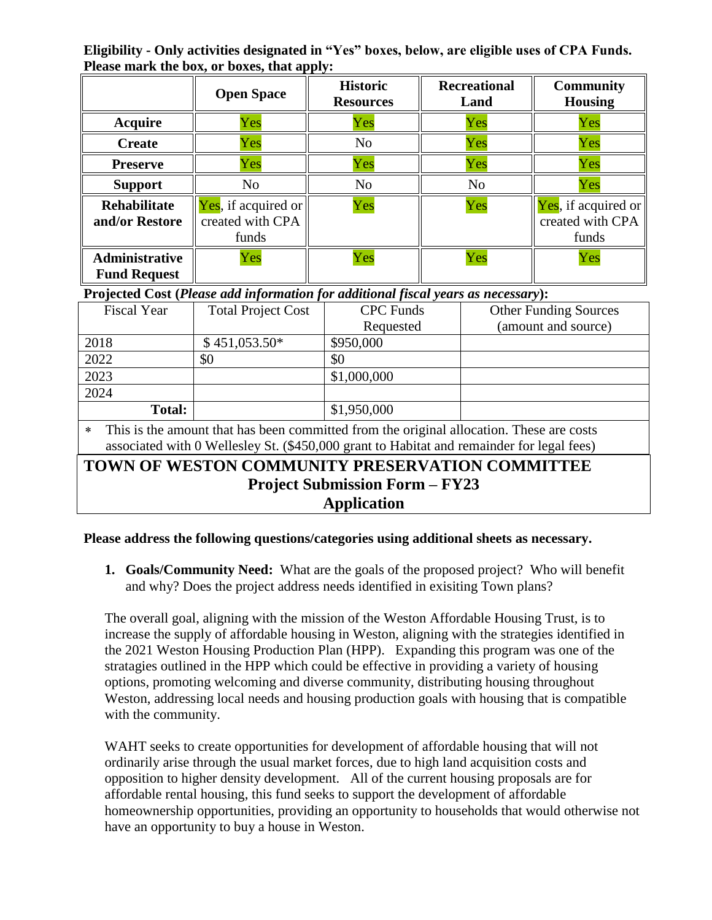**Eligibility - Only activities designated in "Yes" boxes, below, are eligible uses of CPA Funds. Please mark the box, or boxes, that apply:**

| | Open Space | Historic Resources | Recreational Land | Community Housing |
|---|---|---|---|---|
| **Acquire** | Yes | Yes | Yes | Yes |
| **Create** | Yes | No | Yes | Yes |
| **Preserve** | Yes | Yes | Yes | Yes |
| **Support** | No | No | No | Yes |
| **Rehabilitate and/or Restore** | Yes, if acquired or created with CPA funds | Yes | Yes | Yes, if acquired or created with CPA funds |
| **Administrative Fund Request** | Yes | Yes | Yes | Yes |

**Projected Cost (*Please add information for additional fiscal years as necessary*):**

| Fiscal Year | Total Project Cost | CPC Funds Requested | Other Funding Sources (amount and source) |
|---|---|---|---|
| 2018 | $ 451,053.50* | $950,000 | |
| 2022 | $0 | $0 | |
| 2023 | | $1,000,000 | |
| 2024 | | | |
| **Total:** | | $1,950,000 | |

* This is the amount that has been committed from the original allocation. These are costs associated with 0 Wellesley St. ($450,000 grant to Habitat and remainder for legal fees)

# TOWN OF WESTON COMMUNITY PRESERVATION COMMITTEE
## Project Submission Form – FY23
## Application

**Please address the following questions/categories using additional sheets as necessary.**

1. **Goals/Community Need:** What are the goals of the proposed project? Who will benefit and why? Does the project address needs identified in exisiting Town plans?

The overall goal, aligning with the mission of the Weston Affordable Housing Trust, is to increase the supply of affordable housing in Weston, aligning with the strategies identified in the 2021 Weston Housing Production Plan (HPP). Expanding this program was one of the stratagies outlined in the HPP which could be effective in providing a variety of housing options, promoting welcoming and diverse community, distributing housing throughout Weston, addressing local needs and housing production goals with housing that is compatible with the community.

WAHT seeks to create opportunities for development of affordable housing that will not ordinarily arise through the usual market forces, due to high land acquisition costs and opposition to higher density development. All of the current housing proposals are for affordable rental housing, this fund seeks to support the development of affordable homeownership opportunities, providing an opportunity to households that would otherwise not have an opportunity to buy a house in Weston.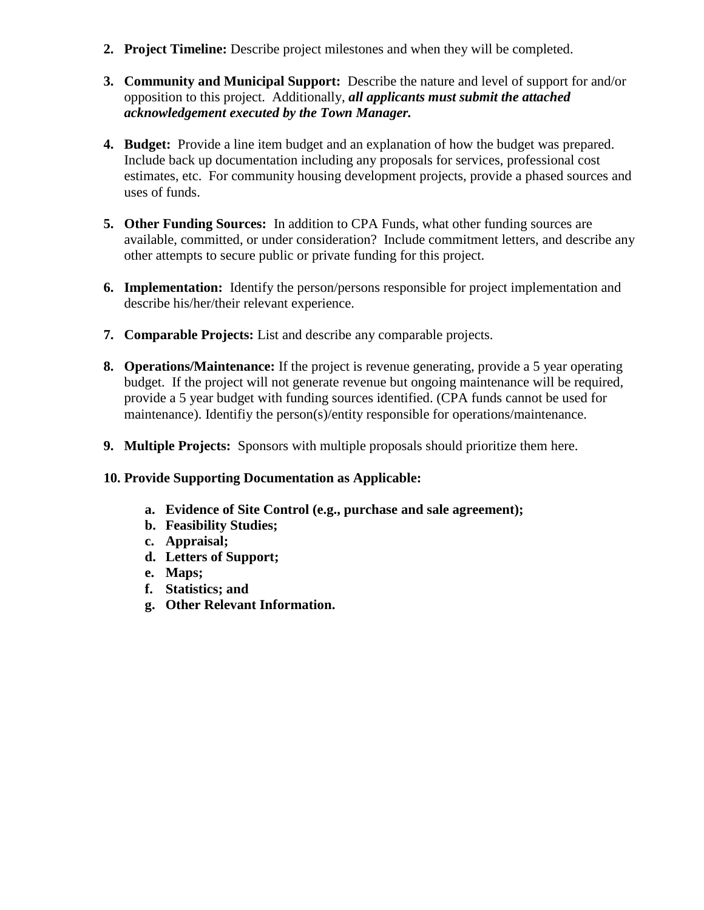2. **Project Timeline:** Describe project milestones and when they will be completed.

3. **Community and Municipal Support:** Describe the nature and level of support for and/or opposition to this project. Additionally, ***all applicants must submit the attached acknowledgement executed by the Town Manager.***

4. **Budget:** Provide a line item budget and an explanation of how the budget was prepared. Include back up documentation including any proposals for services, professional cost estimates, etc. For community housing development projects, provide a phased sources and uses of funds.

5. **Other Funding Sources:** In addition to CPA Funds, what other funding sources are available, committed, or under consideration? Include commitment letters, and describe any other attempts to secure public or private funding for this project.

6. **Implementation:** Identify the person/persons responsible for project implementation and describe his/her/their relevant experience.

7. **Comparable Projects:** List and describe any comparable projects.

8. **Operations/Maintenance:** If the project is revenue generating, provide a 5 year operating budget. If the project will not generate revenue but ongoing maintenance will be required, provide a 5 year budget with funding sources identified. (CPA funds cannot be used for maintenance). Identifiy the person(s)/entity responsible for operations/maintenance.

9. **Multiple Projects:** Sponsors with multiple proposals should prioritize them here.

10. **Provide Supporting Documentation as Applicable:**

    a. **Evidence of Site Control (e.g., purchase and sale agreement);**
    b. **Feasibility Studies;**
    c. **Appraisal;**
    d. **Letters of Support;**
    e. **Maps;**
    f. **Statistics; and**
    g. **Other Relevant Information.**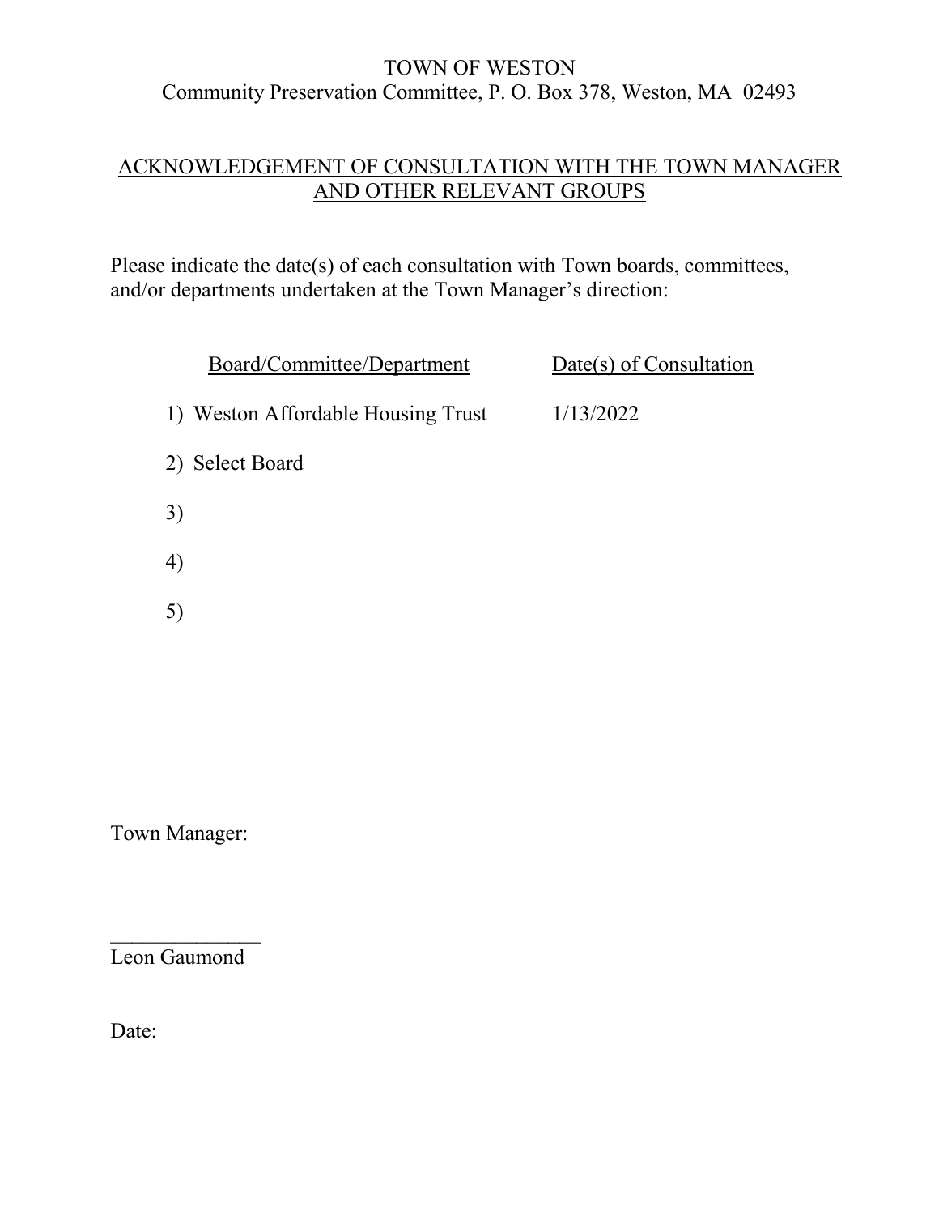TOWN OF WESTON
Community Preservation Committee, P. O. Box 378, Weston, MA 02493

## ACKNOWLEDGEMENT OF CONSULTATION WITH THE TOWN MANAGER AND OTHER RELEVANT GROUPS

Please indicate the date(s) of each consultation with Town boards, committees, and/or departments undertaken at the Town Manager's direction:

| Board/Committee/Department | Date(s) of Consultation |
|---|---|
| 1) Weston Affordable Housing Trust | 1/13/2022 |
| 2) Select Board | |
| 3) | |
| 4) | |
| 5) | |

Town Manager:

______________
Leon Gaumond

Date: